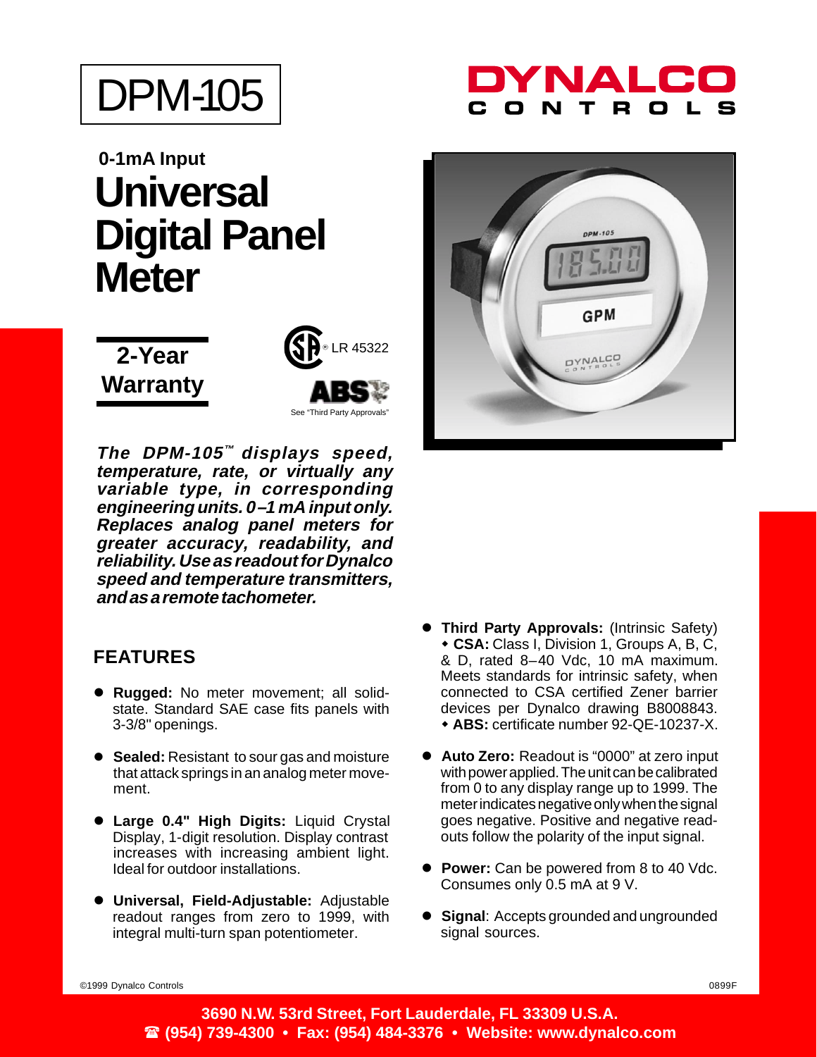# DPM-105

**DYNALCO CONTROLS**

**0-1mA Input**

# Universal Digital Panel Meter

**2-Year Warranty**

CSA® LR 45322

ABS

See "Third Party Approvals"

***The DPM-105™ displays speed, temperature, rate, or virtually any variable type, in corresponding engineering units. 0–1 mA input only. Replaces analog panel meters for greater accuracy, readability, and reliability. Use as readout for Dynalco speed and temperature transmitters, and as a remote tachometer.***

## FEATURES

- **Rugged:** No meter movement; all solid-state. Standard SAE case fits panels with 3-3/8" openings.
- **Sealed:** Resistant to sour gas and moisture that attack springs in an analog meter movement.
- **Large 0.4" High Digits:** Liquid Crystal Display, 1-digit resolution. Display contrast increases with increasing ambient light. Ideal for outdoor installations.
- **Universal, Field-Adjustable:** Adjustable readout ranges from zero to 1999, with integral multi-turn span potentiometer.
- **Third Party Approvals:** (Intrinsic Safety)
  - **CSA:** Class I, Division 1, Groups A, B, C, & D, rated 8–40 Vdc, 10 mA maximum. Meets standards for intrinsic safety, when connected to CSA certified Zener barrier devices per Dynalco drawing B8008843.
  - **ABS:** certificate number 92-QE-10237-X.
- **Auto Zero:** Readout is "0000" at zero input with power applied. The unit can be calibrated from 0 to any display range up to 1999. The meter indicates negative only when the signal goes negative. Positive and negative readouts follow the polarity of the input signal.
- **Power:** Can be powered from 8 to 40 Vdc. Consumes only 0.5 mA at 9 V.
- **Signal**: Accepts grounded and ungrounded signal sources.

©1999 Dynalco Controls 0899F

**3690 N.W. 53rd Street, Fort Lauderdale, FL 33309 U.S.A.**
**☎ (954) 739-4300 • Fax: (954) 484-3376 • Website: www.dynalco.com**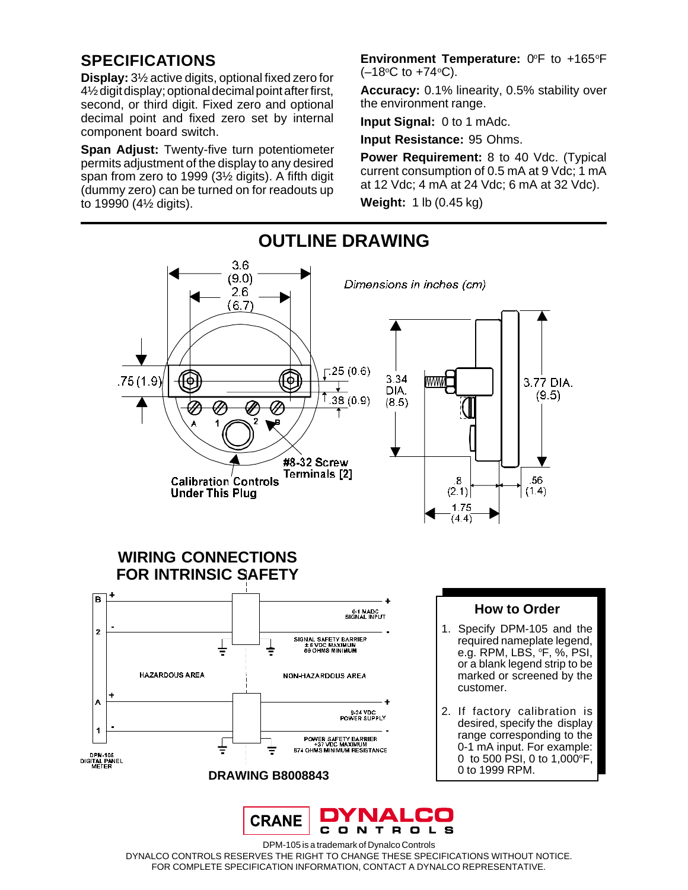## SPECIFICATIONS

**Display:** 3½ active digits, optional fixed zero for 4½ digit display; optional decimal point after first, second, or third digit. Fixed zero and optional decimal point and fixed zero set by internal component board switch.

**Span Adjust:** Twenty-five turn potentiometer permits adjustment of the display to any desired span from zero to 1999 (3½ digits). A fifth digit (dummy zero) can be turned on for readouts up to 19990 (4½ digits).

**Environment Temperature:** 0°F to +165°F (–18°C to +74°C).

**Accuracy:** 0.1% linearity, 0.5% stability over the environment range.

**Input Signal:** 0 to 1 mAdc.

**Input Resistance:** 95 Ohms.

**Power Requirement:** 8 to 40 Vdc. (Typical current consumption of 0.5 mA at 9 Vdc; 1 mA at 12 Vdc; 4 mA at 24 Vdc; 6 mA at 32 Vdc).

**Weight:** 1 lb (0.45 kg)

## OUTLINE DRAWING

*Dimensions in inches (cm)*

3.6 (9.0)
2.6 (6.7)
.75 (1.9)
.25 (0.6)
.38 (0.9)
A 1 2 B
#8-32 Screw Terminals [2]
Calibration Controls Under This Plug
3.34 DIA. (8.5)
3.77 DIA. (9.5)
.8 (2.1)
.56 (1.4)
1.75 (4.4)

## WIRING CONNECTIONS FOR INTRINSIC SAFETY

B +
2 -
A +
1 -
DPM-105 DIGITAL PANEL METER
HAZARDOUS AREA
NON-HAZARDOUS AREA
0-1 MADC SIGNAL INPUT
SIGNAL SAFETY BARRIER ±6 VDC MAXIMUM 69 OHMS MINIMUM
9-24 VDC POWER SUPPLY
POWER SAFETY BARRIER +37 VDC MAXIMUM 874 OHMS MINIMUM RESISTANCE

**DRAWING B8008843**

### How to Order

1. Specify DPM-105 and the required nameplate legend, e.g. RPM, LBS, °F, %, PSI, or a blank legend strip to be marked or screened by the customer.
2. If factory calibration is desired, specify the display range corresponding to the 0-1 mA input. For example: 0 to 500 PSI, 0 to 1,000°F, 0 to 1999 RPM.

CRANE DYNALCO CONTROLS

DPM-105 is a trademark of Dynalco Controls
DYNALCO CONTROLS RESERVES THE RIGHT TO CHANGE THESE SPECIFICATIONS WITHOUT NOTICE.
FOR COMPLETE SPECIFICATION INFORMATION, CONTACT A DYNALCO REPRESENTATIVE.